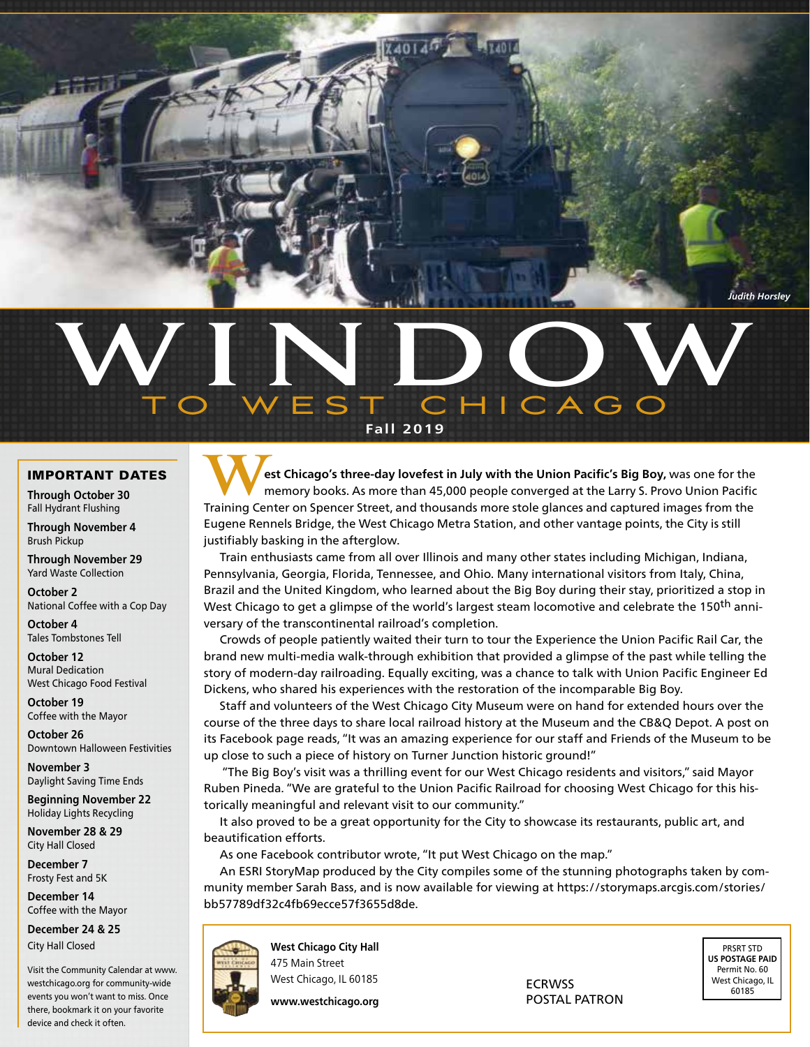Judith Horsley

# WINDOW TO WEST CHICAGO

**Fall 2019**

## IMPORTANT DATES

**Through October 30**
Fall Hydrant Flushing

**Through November 4**
Brush Pickup

**Through November 29**
Yard Waste Collection

**October 2**
National Coffee with a Cop Day

**October 4**
Tales Tombstones Tell

**October 12**
Mural Dedication
West Chicago Food Festival

**October 19**
Coffee with the Mayor

**October 26**
Downtown Halloween Festivities

**November 3**
Daylight Saving Time Ends

**Beginning November 22**
Holiday Lights Recycling

**November 28 & 29**
City Hall Closed

**December 7**
Frosty Fest and 5K

**December 14**
Coffee with the Mayor

**December 24 & 25**
City Hall Closed

Visit the Community Calendar at www.westchicago.org for community-wide events you won't want to miss. Once there, bookmark it on your favorite device and check it often.

**West Chicago's three-day lovefest in July with the Union Pacific's Big Boy,** was one for the memory books. As more than 45,000 people converged at the Larry S. Provo Union Pacific Training Center on Spencer Street, and thousands more stole glances and captured images from the Eugene Rennels Bridge, the West Chicago Metra Station, and other vantage points, the City is still justifiably basking in the afterglow.

Train enthusiasts came from all over Illinois and many other states including Michigan, Indiana, Pennsylvania, Georgia, Florida, Tennessee, and Ohio. Many international visitors from Italy, China, Brazil and the United Kingdom, who learned about the Big Boy during their stay, prioritized a stop in West Chicago to get a glimpse of the world's largest steam locomotive and celebrate the 150th anniversary of the transcontinental railroad's completion.

Crowds of people patiently waited their turn to tour the Experience the Union Pacific Rail Car, the brand new multi-media walk-through exhibition that provided a glimpse of the past while telling the story of modern-day railroading. Equally exciting, was a chance to talk with Union Pacific Engineer Ed Dickens, who shared his experiences with the restoration of the incomparable Big Boy.

Staff and volunteers of the West Chicago City Museum were on hand for extended hours over the course of the three days to share local railroad history at the Museum and the CB&Q Depot. A post on its Facebook page reads, "It was an amazing experience for our staff and Friends of the Museum to be up close to such a piece of history on Turner Junction historic ground!"

"The Big Boy's visit was a thrilling event for our West Chicago residents and visitors," said Mayor Ruben Pineda. "We are grateful to the Union Pacific Railroad for choosing West Chicago for this historically meaningful and relevant visit to our community."

It also proved to be a great opportunity for the City to showcase its restaurants, public art, and beautification efforts.

As one Facebook contributor wrote, "It put West Chicago on the map."

An ESRI StoryMap produced by the City compiles some of the stunning photographs taken by community member Sarah Bass, and is now available for viewing at https://storymaps.arcgis.com/stories/bb57789df32c4fb69ecce57f3655d8de.

**West Chicago City Hall**
475 Main Street
West Chicago, IL 60185
**www.westchicago.org**

ECRWSS
POSTAL PATRON

PRSRT STD
**US POSTAGE PAID**
Permit No. 60
West Chicago, IL
60185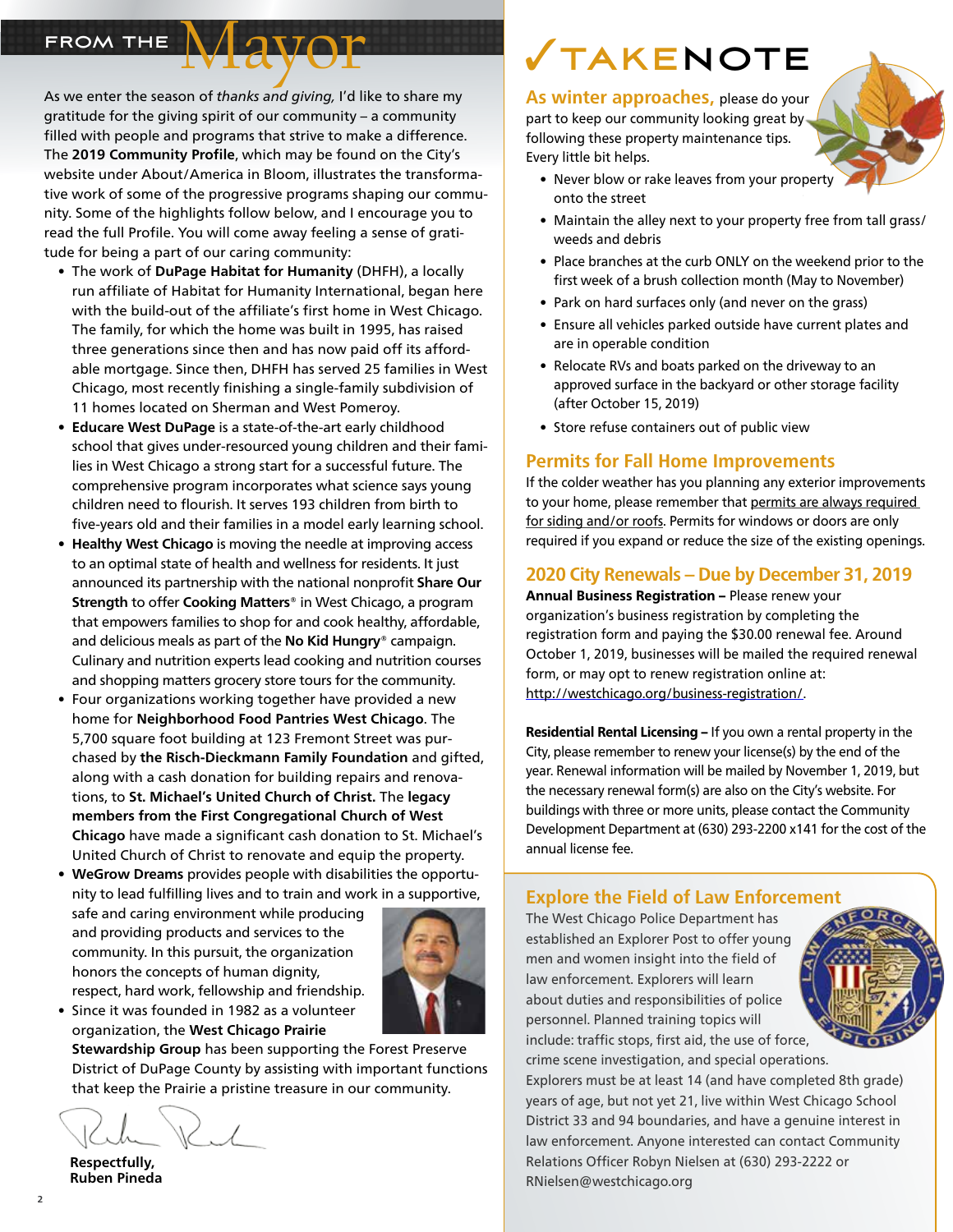## FROM THE Mayor

As we enter the season of *thanks and giving,* I'd like to share my gratitude for the giving spirit of our community – a community filled with people and programs that strive to make a difference. The **2019 Community Profile**, which may be found on the City's website under About/America in Bloom, illustrates the transformative work of some of the progressive programs shaping our community. Some of the highlights follow below, and I encourage you to read the full Profile. You will come away feeling a sense of gratitude for being a part of our caring community:

- The work of **DuPage Habitat for Humanity** (DHFH), a locally run affiliate of Habitat for Humanity International, began here with the build-out of the affiliate's first home in West Chicago. The family, for which the home was built in 1995, has raised three generations since then and has now paid off its affordable mortgage. Since then, DHFH has served 25 families in West Chicago, most recently finishing a single-family subdivision of 11 homes located on Sherman and West Pomeroy.
- **Educare West DuPage** is a state-of-the-art early childhood school that gives under-resourced young children and their families in West Chicago a strong start for a successful future. The comprehensive program incorporates what science says young children need to flourish. It serves 193 children from birth to five-years old and their families in a model early learning school.
- **Healthy West Chicago** is moving the needle at improving access to an optimal state of health and wellness for residents. It just announced its partnership with the national nonprofit **Share Our Strength** to offer **Cooking Matters**® in West Chicago, a program that empowers families to shop for and cook healthy, affordable, and delicious meals as part of the **No Kid Hungry**® campaign. Culinary and nutrition experts lead cooking and nutrition courses and shopping matters grocery store tours for the community.
- Four organizations working together have provided a new home for **Neighborhood Food Pantries West Chicago**. The 5,700 square foot building at 123 Fremont Street was purchased by **the Risch-Dieckmann Family Foundation** and gifted, along with a cash donation for building repairs and renovations, to **St. Michael's United Church of Christ.** The **legacy members from the First Congregational Church of West Chicago** have made a significant cash donation to St. Michael's United Church of Christ to renovate and equip the property.
- **WeGrow Dreams** provides people with disabilities the opportunity to lead fulfilling lives and to train and work in a supportive, safe and caring environment while producing and providing products and services to the community. In this pursuit, the organization honors the concepts of human dignity, respect, hard work, fellowship and friendship.
- Since it was founded in 1982 as a volunteer organization, the **West Chicago Prairie Stewardship Group** has been supporting the Forest Preserve District of DuPage County by assisting with important functions that keep the Prairie a pristine treasure in our community.

**Respectfully,**
**Ruben Pineda**

## ✓TAKENOTE

### As winter approaches,

please do your part to keep our community looking great by following these property maintenance tips. Every little bit helps.

- Never blow or rake leaves from your property onto the street
- Maintain the alley next to your property free from tall grass/weeds and debris
- Place branches at the curb ONLY on the weekend prior to the first week of a brush collection month (May to November)
- Park on hard surfaces only (and never on the grass)
- Ensure all vehicles parked outside have current plates and are in operable condition
- Relocate RVs and boats parked on the driveway to an approved surface in the backyard or other storage facility (after October 15, 2019)
- Store refuse containers out of public view

### Permits for Fall Home Improvements

If the colder weather has you planning any exterior improvements to your home, please remember that permits are always required for siding and/or roofs. Permits for windows or doors are only required if you expand or reduce the size of the existing openings.

### 2020 City Renewals – Due by December 31, 2019

**Annual Business Registration –** Please renew your organization's business registration by completing the registration form and paying the $30.00 renewal fee. Around October 1, 2019, businesses will be mailed the required renewal form, or may opt to renew registration online at: http://westchicago.org/business-registration/.

**Residential Rental Licensing –** If you own a rental property in the City, please remember to renew your license(s) by the end of the year. Renewal information will be mailed by November 1, 2019, but the necessary renewal form(s) are also on the City's website. For buildings with three or more units, please contact the Community Development Department at (630) 293-2200 x141 for the cost of the annual license fee.

### Explore the Field of Law Enforcement

The West Chicago Police Department has established an Explorer Post to offer young men and women insight into the field of law enforcement. Explorers will learn about duties and responsibilities of police personnel. Planned training topics will include: traffic stops, first aid, the use of force, crime scene investigation, and special operations. Explorers must be at least 14 (and have completed 8th grade) years of age, but not yet 21, live within West Chicago School District 33 and 94 boundaries, and have a genuine interest in law enforcement. Anyone interested can contact Community Relations Officer Robyn Nielsen at (630) 293-2222 or RNielsen@westchicago.org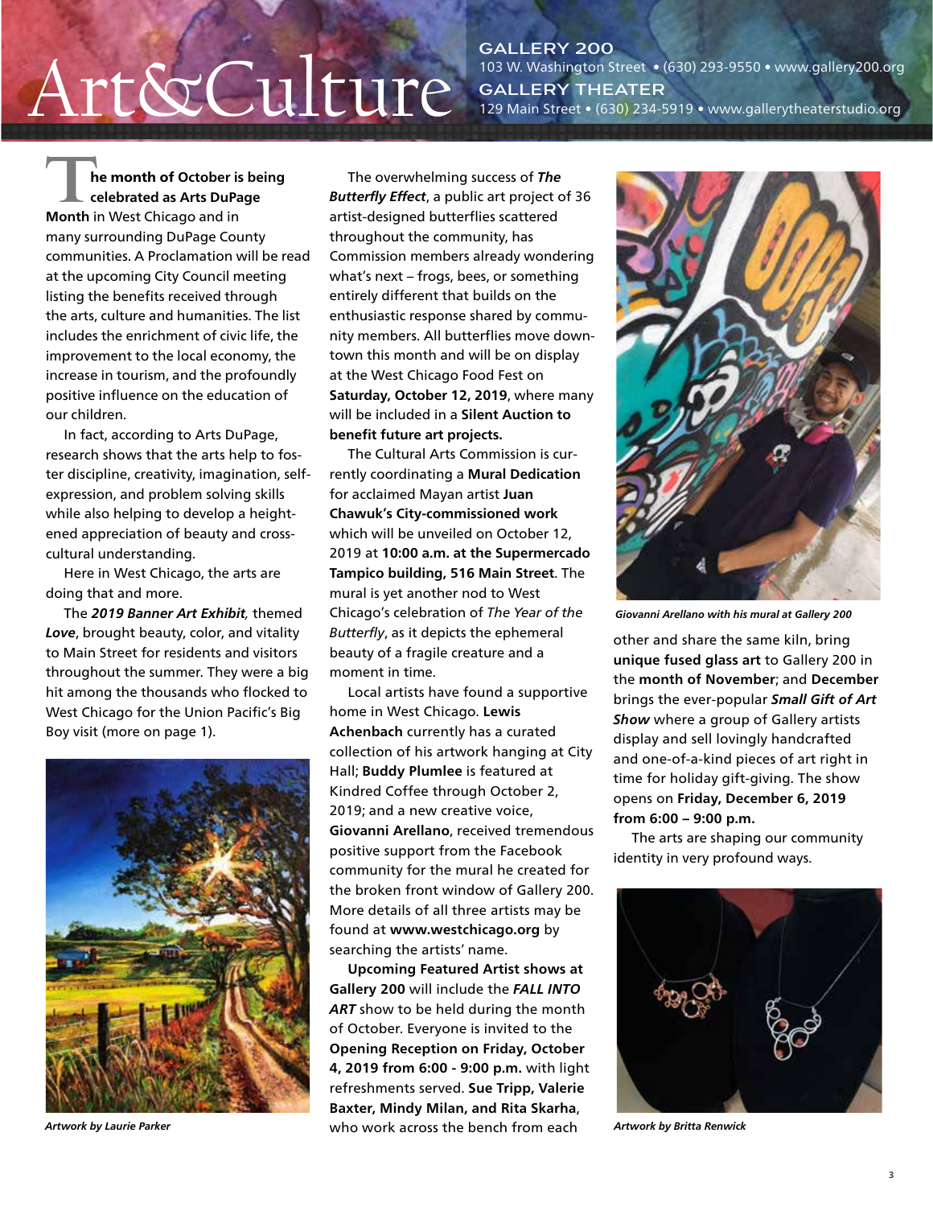# Art&Culture

**GALLERY 200**
103 W. Washington Street • (630) 293-9550 • www.gallery200.org

**GALLERY THEATER**
129 Main Street • (630) 234-5919 • www.gallerytheaterstudio.org

**The month of October is being celebrated as Arts DuPage Month** in West Chicago and in many surrounding DuPage County communities. A Proclamation will be read at the upcoming City Council meeting listing the benefits received through the arts, culture and humanities. The list includes the enrichment of civic life, the improvement to the local economy, the increase in tourism, and the profoundly positive influence on the education of our children.

In fact, according to Arts DuPage, research shows that the arts help to foster discipline, creativity, imagination, self-expression, and problem solving skills while also helping to develop a heightened appreciation of beauty and cross-cultural understanding.

Here in West Chicago, the arts are doing that and more.

The ***2019 Banner Art Exhibit,*** themed ***Love***, brought beauty, color, and vitality to Main Street for residents and visitors throughout the summer. They were a big hit among the thousands who flocked to West Chicago for the Union Pacific's Big Boy visit (more on page 1).

*Artwork by Laurie Parker*

The overwhelming success of ***The Butterfly Effect***, a public art project of 36 artist-designed butterflies scattered throughout the community, has Commission members already wondering what's next – frogs, bees, or something entirely different that builds on the enthusiastic response shared by community members. All butterflies move downtown this month and will be on display at the West Chicago Food Fest on **Saturday, October 12, 2019**, where many will be included in a **Silent Auction to benefit future art projects.**

The Cultural Arts Commission is currently coordinating a **Mural Dedication** for acclaimed Mayan artist **Juan Chawuk's City-commissioned work** which will be unveiled on October 12, 2019 at **10:00 a.m. at the Supermercado Tampico building, 516 Main Street**. The mural is yet another nod to West Chicago's celebration of *The Year of the Butterfly*, as it depicts the ephemeral beauty of a fragile creature and a moment in time.

Local artists have found a supportive home in West Chicago. **Lewis Achenbach** currently has a curated collection of his artwork hanging at City Hall; **Buddy Plumlee** is featured at Kindred Coffee through October 2, 2019; and a new creative voice, **Giovanni Arellano**, received tremendous positive support from the Facebook community for the mural he created for the broken front window of Gallery 200. More details of all three artists may be found at **www.westchicago.org** by searching the artists' name.

**Upcoming Featured Artist shows at Gallery 200** will include the ***FALL INTO ART*** show to be held during the month of October. Everyone is invited to the **Opening Reception on Friday, October 4, 2019 from 6:00 - 9:00 p.m.** with light refreshments served. **Sue Tripp, Valerie Baxter, Mindy Milan, and Rita Skarha**, who work across the bench from each other and share the same kiln, bring **unique fused glass art** to Gallery 200 in the **month of November**; and **December** brings the ever-popular ***Small Gift of Art Show*** where a group of Gallery artists display and sell lovingly handcrafted and one-of-a-kind pieces of art right in time for holiday gift-giving. The show opens on **Friday, December 6, 2019 from 6:00 – 9:00 p.m.**

*Giovanni Arellano with his mural at Gallery 200*

The arts are shaping our community identity in very profound ways.

*Artwork by Britta Renwick*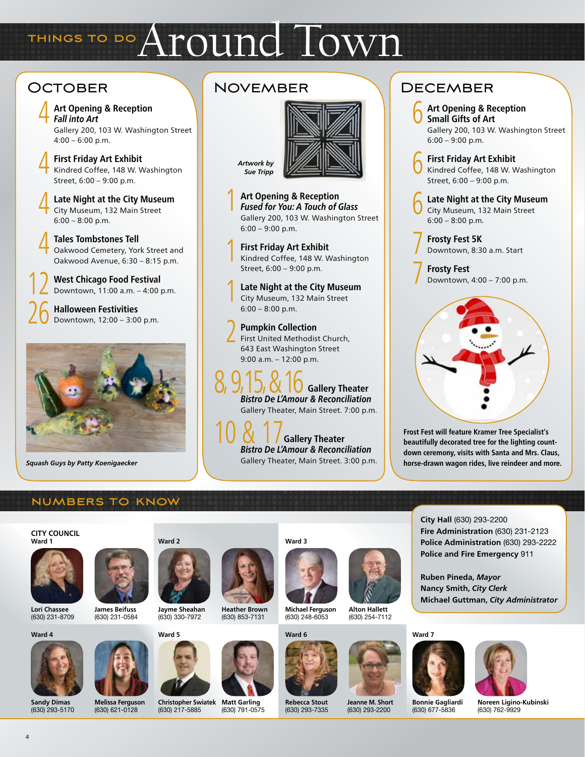# THINGS TO DO Around Town

## October

**4** **Art Opening & Reception**
***Fall into Art***
Gallery 200, 103 W. Washington Street
4:00 – 6:00 p.m.

**4** **First Friday Art Exhibit**
Kindred Coffee, 148 W. Washington Street, 6:00 – 9:00 p.m.

**4** **Late Night at the City Museum**
City Museum, 132 Main Street
6:00 – 8:00 p.m.

**4** **Tales Tombstones Tell**
Oakwood Cemetery, York Street and Oakwood Avenue, 6:30 – 8:15 p.m.

**12** **West Chicago Food Festival**
Downtown, 11:00 a.m. – 4:00 p.m.

**26** **Halloween Festivities**
Downtown, 12:00 – 3:00 p.m.

*Squash Guys by Patty Koenigaecker*

## November

*Artwork by Sue Tripp*

**1** **Art Opening & Reception**
***Fused for You: A Touch of Glass***
Gallery 200, 103 W. Washington Street
6:00 – 9:00 p.m.

**1** **First Friday Art Exhibit**
Kindred Coffee, 148 W. Washington Street, 6:00 – 9:00 p.m.

**1** **Late Night at the City Museum**
City Museum, 132 Main Street
6:00 – 8:00 p.m.

**2** **Pumpkin Collection**
First United Methodist Church, 643 East Washington Street
9:00 a.m. – 12:00 p.m.

**8, 9, 15, & 16** **Gallery Theater**
***Bistro De L'Amour & Reconciliation***
Gallery Theater, Main Street. 7:00 p.m.

**10 & 17** **Gallery Theater**
***Bistro De L'Amour & Reconciliation***
Gallery Theater, Main Street. 3:00 p.m.

## December

**6** **Art Opening & Reception**
**Small Gifts of Art**
Gallery 200, 103 W. Washington Street
6:00 – 9:00 p.m.

**6** **First Friday Art Exhibit**
Kindred Coffee, 148 W. Washington Street, 6:00 – 9:00 p.m.

**6** **Late Night at the City Museum**
City Museum, 132 Main Street
6:00 – 8:00 p.m.

**7** **Frosty Fest 5K**
Downtown, 8:30 a.m. Start

**7** **Frosty Fest**
Downtown, 4:00 – 7:00 p.m.

**Frost Fest will feature Kramer Tree Specialist's beautifully decorated tree for the lighting count-down ceremony, visits with Santa and Mrs. Claus, horse-drawn wagon rides, live reindeer and more.**

## NUMBERS TO KNOW

**City Hall** (630) 293-2200
**Fire Administration** (630) 231-2123
**Police Administration** (630) 293-2222
**Police and Fire Emergency** 911

**Ruben Pineda**, ***Mayor***
**Nancy Smith**, ***City Clerk***
**Michael Guttman**, ***City Administrator***

### CITY COUNCIL

**Ward 1**
- **Lori Chassee** (630) 231-8709
- **James Beifuss** (630) 231-0584

**Ward 2**
- **Jayme Sheahan** (630) 330-7972
- **Heather Brown** (630) 853-7131

**Ward 3**
- **Michael Ferguson** (630) 248-6053
- **Alton Hallett** (630) 254-7112

**Ward 4**
- **Sandy Dimas** (630) 293-5170
- **Melissa Ferguson** (630) 621-0128

**Ward 5**
- **Christopher Swiatek** (630) 217-5885
- **Matt Garling** (630) 791-0575

**Ward 6**
- **Rebecca Stout** (630) 293-7335
- **Jeanne M. Short** (630) 293-2200

**Ward 7**
- **Bonnie Gagliardi** (630) 677-5836
- **Noreen Ligino-Kubinski** (630) 762-9929